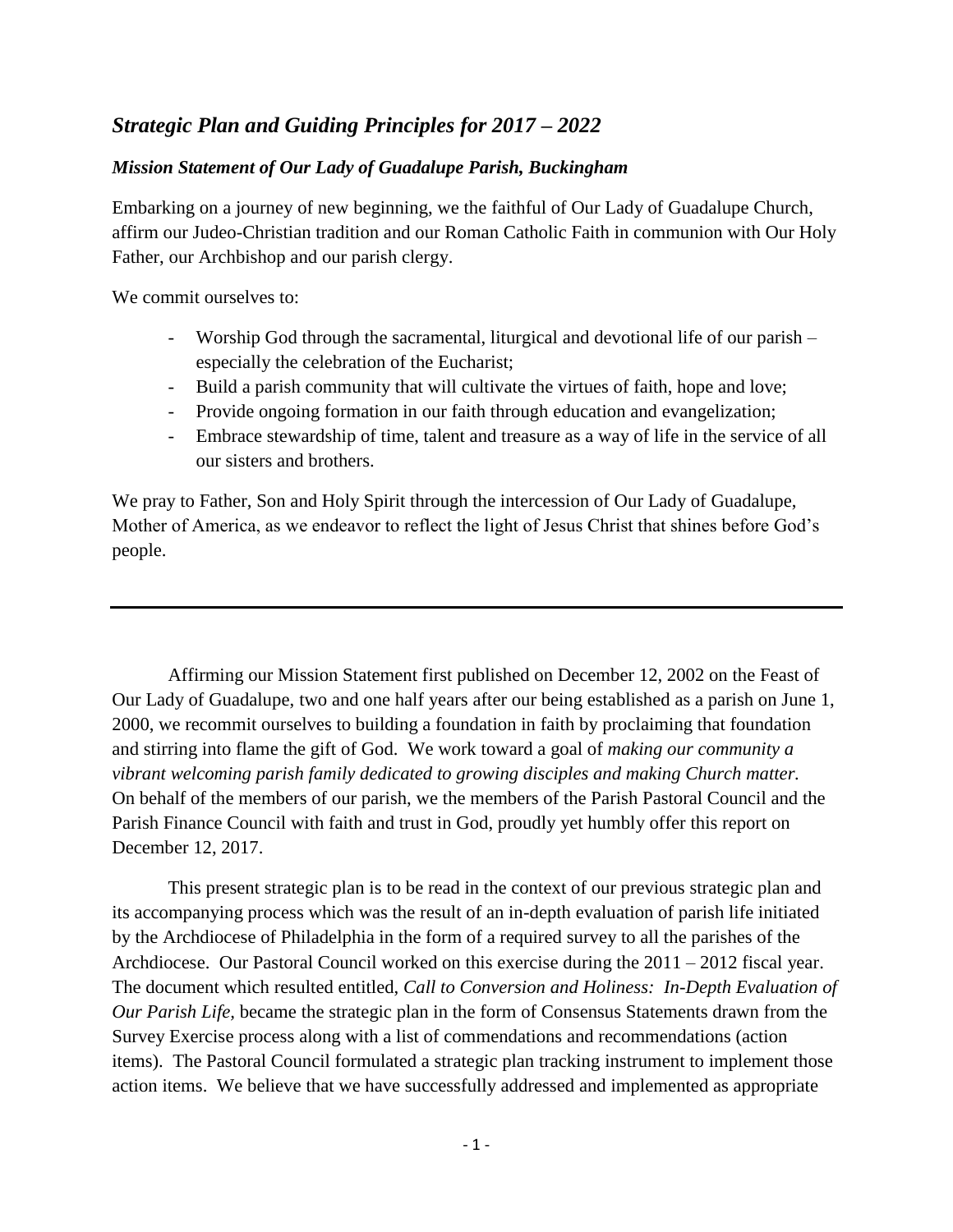## *Strategic Plan and Guiding Principles for 2017 – 2022*

### *Mission Statement of Our Lady of Guadalupe Parish, Buckingham*

Embarking on a journey of new beginning, we the faithful of Our Lady of Guadalupe Church, affirm our Judeo-Christian tradition and our Roman Catholic Faith in communion with Our Holy Father, our Archbishop and our parish clergy.

We commit ourselves to:

- Worship God through the sacramental, liturgical and devotional life of our parish – especially the celebration of the Eucharist;
- Build a parish community that will cultivate the virtues of faith, hope and love;
- Provide ongoing formation in our faith through education and evangelization;
- Embrace stewardship of time, talent and treasure as a way of life in the service of all our sisters and brothers.

We pray to Father, Son and Holy Spirit through the intercession of Our Lady of Guadalupe, Mother of America, as we endeavor to reflect the light of Jesus Christ that shines before God's people.

---

Affirming our Mission Statement first published on December 12, 2002 on the Feast of Our Lady of Guadalupe, two and one half years after our being established as a parish on June 1, 2000, we recommit ourselves to building a foundation in faith by proclaiming that foundation and stirring into flame the gift of God. We work toward a goal of *making our community a vibrant welcoming parish family dedicated to growing disciples and making Church matter.* On behalf of the members of our parish, we the members of the Parish Pastoral Council and the Parish Finance Council with faith and trust in God, proudly yet humbly offer this report on December 12, 2017.

This present strategic plan is to be read in the context of our previous strategic plan and its accompanying process which was the result of an in-depth evaluation of parish life initiated by the Archdiocese of Philadelphia in the form of a required survey to all the parishes of the Archdiocese. Our Pastoral Council worked on this exercise during the 2011 – 2012 fiscal year. The document which resulted entitled, *Call to Conversion and Holiness: In-Depth Evaluation of Our Parish Life,* became the strategic plan in the form of Consensus Statements drawn from the Survey Exercise process along with a list of commendations and recommendations (action items). The Pastoral Council formulated a strategic plan tracking instrument to implement those action items. We believe that we have successfully addressed and implemented as appropriate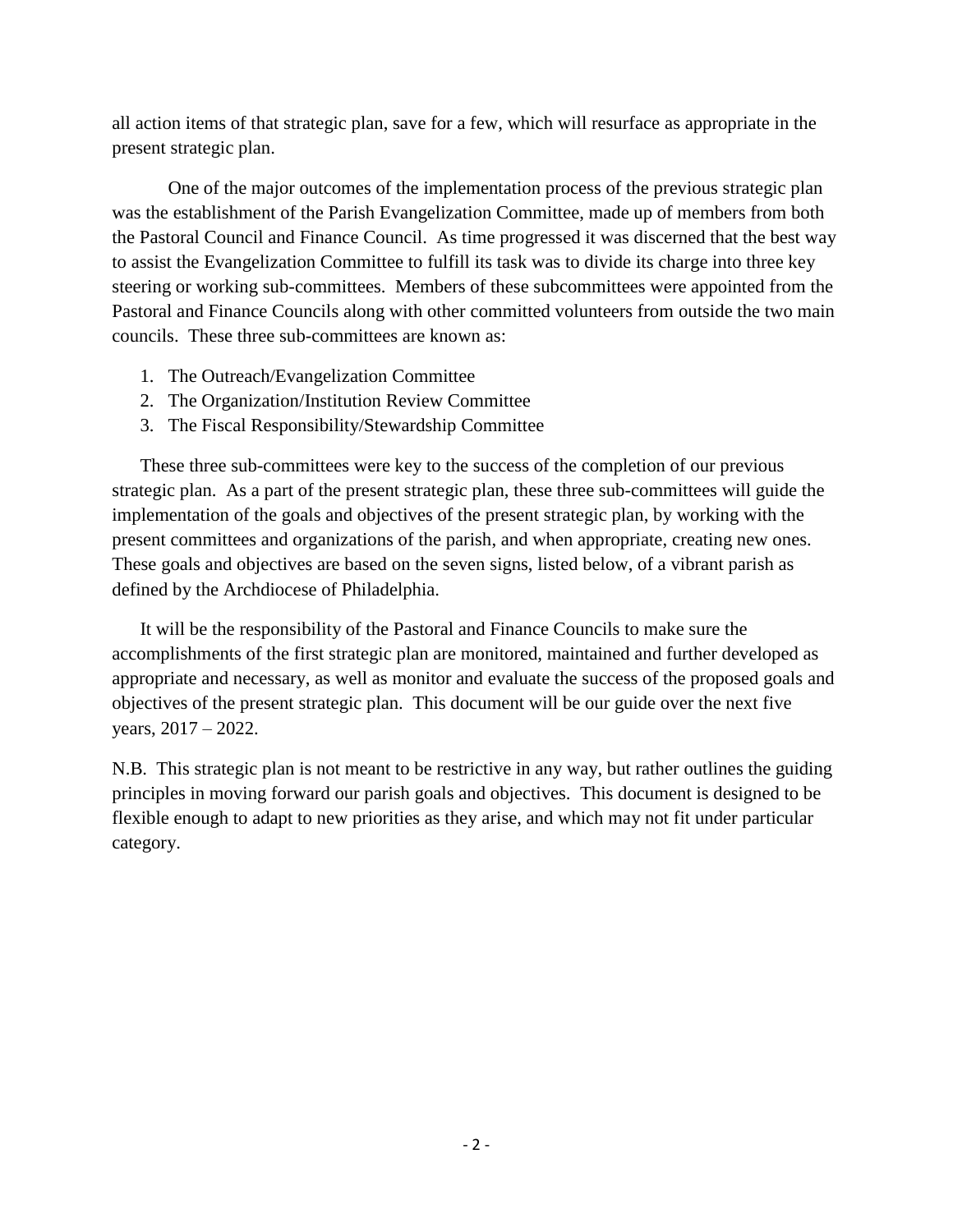all action items of that strategic plan, save for a few, which will resurface as appropriate in the present strategic plan.

One of the major outcomes of the implementation process of the previous strategic plan was the establishment of the Parish Evangelization Committee, made up of members from both the Pastoral Council and Finance Council. As time progressed it was discerned that the best way to assist the Evangelization Committee to fulfill its task was to divide its charge into three key steering or working sub-committees. Members of these subcommittees were appointed from the Pastoral and Finance Councils along with other committed volunteers from outside the two main councils. These three sub-committees are known as:

1. The Outreach/Evangelization Committee
2. The Organization/Institution Review Committee
3. The Fiscal Responsibility/Stewardship Committee

These three sub-committees were key to the success of the completion of our previous strategic plan. As a part of the present strategic plan, these three sub-committees will guide the implementation of the goals and objectives of the present strategic plan, by working with the present committees and organizations of the parish, and when appropriate, creating new ones. These goals and objectives are based on the seven signs, listed below, of a vibrant parish as defined by the Archdiocese of Philadelphia.

It will be the responsibility of the Pastoral and Finance Councils to make sure the accomplishments of the first strategic plan are monitored, maintained and further developed as appropriate and necessary, as well as monitor and evaluate the success of the proposed goals and objectives of the present strategic plan. This document will be our guide over the next five years, 2017 – 2022.

N.B. This strategic plan is not meant to be restrictive in any way, but rather outlines the guiding principles in moving forward our parish goals and objectives. This document is designed to be flexible enough to adapt to new priorities as they arise, and which may not fit under particular category.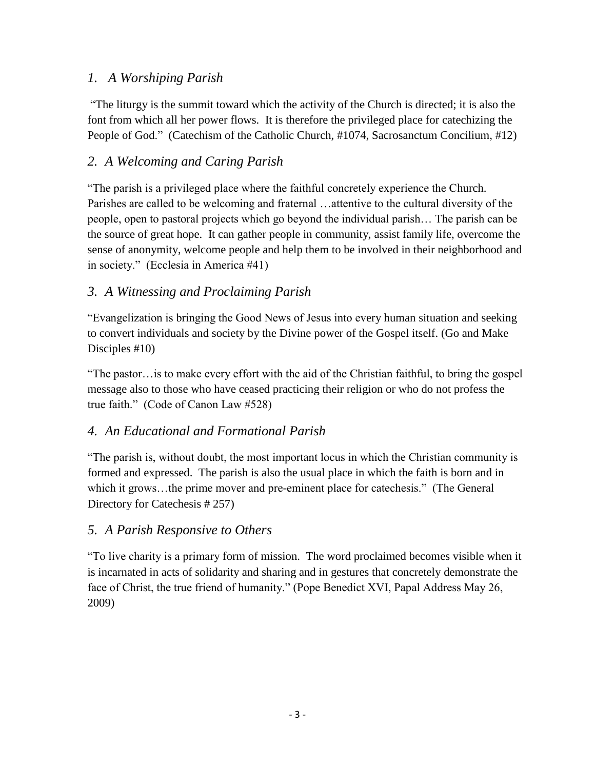## *1. A Worshiping Parish*

"The liturgy is the summit toward which the activity of the Church is directed; it is also the font from which all her power flows. It is therefore the privileged place for catechizing the People of God." (Catechism of the Catholic Church, #1074, Sacrosanctum Concilium, #12)

## *2. A Welcoming and Caring Parish*

"The parish is a privileged place where the faithful concretely experience the Church. Parishes are called to be welcoming and fraternal …attentive to the cultural diversity of the people, open to pastoral projects which go beyond the individual parish… The parish can be the source of great hope. It can gather people in community, assist family life, overcome the sense of anonymity, welcome people and help them to be involved in their neighborhood and in society." (Ecclesia in America #41)

## *3. A Witnessing and Proclaiming Parish*

"Evangelization is bringing the Good News of Jesus into every human situation and seeking to convert individuals and society by the Divine power of the Gospel itself. (Go and Make Disciples #10)

"The pastor…is to make every effort with the aid of the Christian faithful, to bring the gospel message also to those who have ceased practicing their religion or who do not profess the true faith." (Code of Canon Law #528)

## *4. An Educational and Formational Parish*

"The parish is, without doubt, the most important locus in which the Christian community is formed and expressed. The parish is also the usual place in which the faith is born and in which it grows…the prime mover and pre-eminent place for catechesis." (The General Directory for Catechesis # 257)

## *5. A Parish Responsive to Others*

"To live charity is a primary form of mission. The word proclaimed becomes visible when it is incarnated in acts of solidarity and sharing and in gestures that concretely demonstrate the face of Christ, the true friend of humanity." (Pope Benedict XVI, Papal Address May 26, 2009)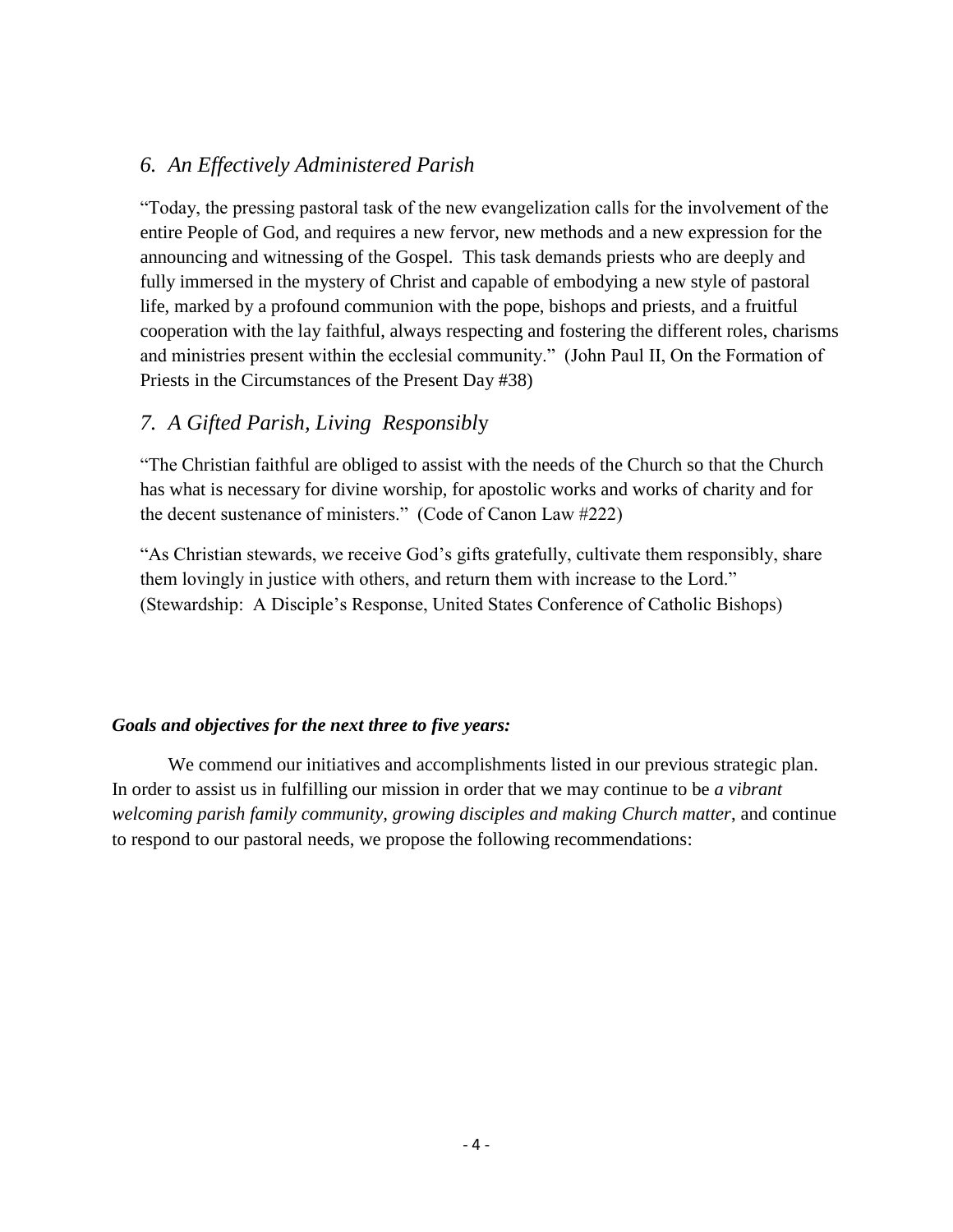## *6. An Effectively Administered Parish*

"Today, the pressing pastoral task of the new evangelization calls for the involvement of the entire People of God, and requires a new fervor, new methods and a new expression for the announcing and witnessing of the Gospel. This task demands priests who are deeply and fully immersed in the mystery of Christ and capable of embodying a new style of pastoral life, marked by a profound communion with the pope, bishops and priests, and a fruitful cooperation with the lay faithful, always respecting and fostering the different roles, charisms and ministries present within the ecclesial community." (John Paul II, On the Formation of Priests in the Circumstances of the Present Day #38)

## *7. A Gifted Parish, Living Responsibly*

"The Christian faithful are obliged to assist with the needs of the Church so that the Church has what is necessary for divine worship, for apostolic works and works of charity and for the decent sustenance of ministers." (Code of Canon Law #222)

"As Christian stewards, we receive God's gifts gratefully, cultivate them responsibly, share them lovingly in justice with others, and return them with increase to the Lord." (Stewardship: A Disciple's Response, United States Conference of Catholic Bishops)

***Goals and objectives for the next three to five years:***

We commend our initiatives and accomplishments listed in our previous strategic plan. In order to assist us in fulfilling our mission in order that we may continue to be *a vibrant welcoming parish family community, growing disciples and making Church matter*, and continue to respond to our pastoral needs, we propose the following recommendations: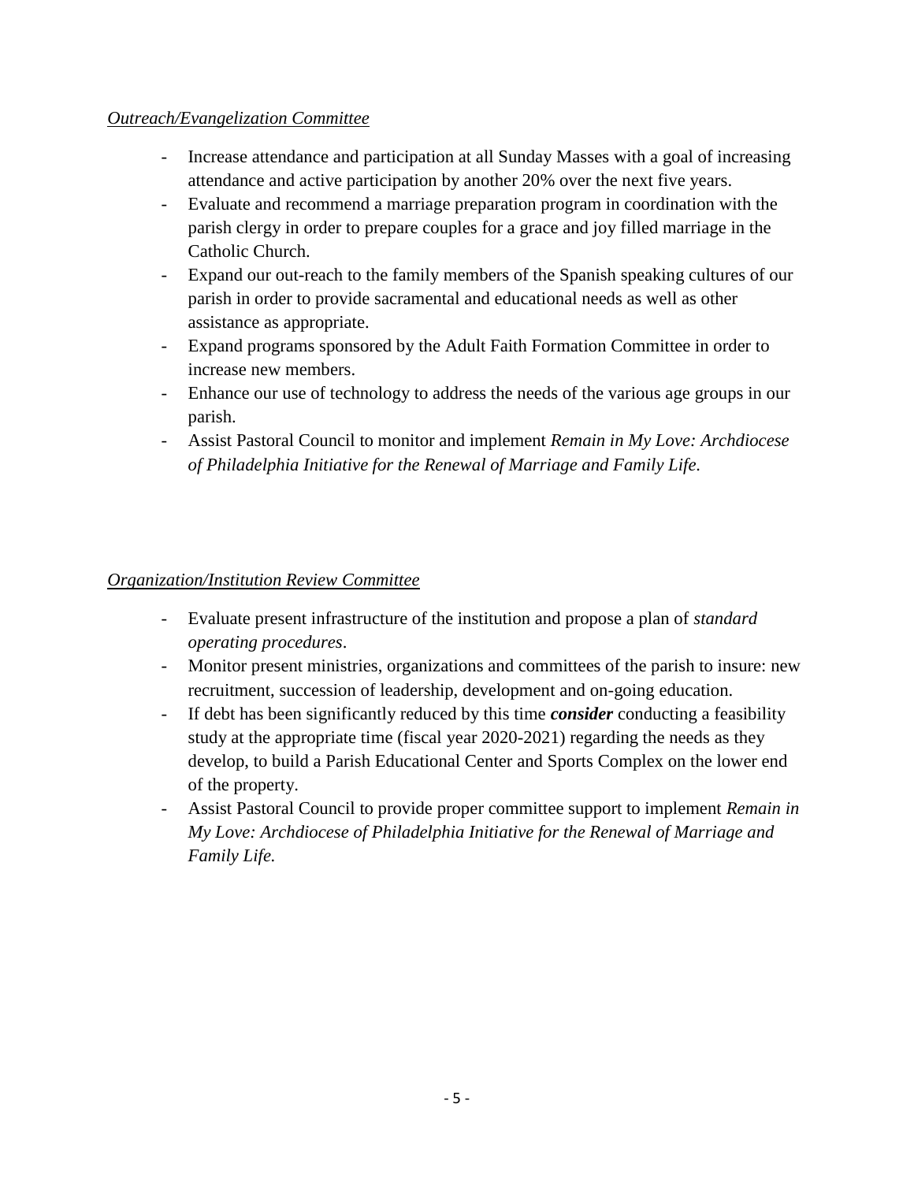*<u>Outreach/Evangelization Committee</u>*

- Increase attendance and participation at all Sunday Masses with a goal of increasing attendance and active participation by another 20% over the next five years.
- Evaluate and recommend a marriage preparation program in coordination with the parish clergy in order to prepare couples for a grace and joy filled marriage in the Catholic Church.
- Expand our out-reach to the family members of the Spanish speaking cultures of our parish in order to provide sacramental and educational needs as well as other assistance as appropriate.
- Expand programs sponsored by the Adult Faith Formation Committee in order to increase new members.
- Enhance our use of technology to address the needs of the various age groups in our parish.
- Assist Pastoral Council to monitor and implement *Remain in My Love: Archdiocese of Philadelphia Initiative for the Renewal of Marriage and Family Life.*

*<u>Organization/Institution Review Committee</u>*

- Evaluate present infrastructure of the institution and propose a plan of *standard operating procedures*.
- Monitor present ministries, organizations and committees of the parish to insure: new recruitment, succession of leadership, development and on-going education.
- If debt has been significantly reduced by this time ***consider*** conducting a feasibility study at the appropriate time (fiscal year 2020-2021) regarding the needs as they develop, to build a Parish Educational Center and Sports Complex on the lower end of the property.
- Assist Pastoral Council to provide proper committee support to implement *Remain in My Love: Archdiocese of Philadelphia Initiative for the Renewal of Marriage and Family Life.*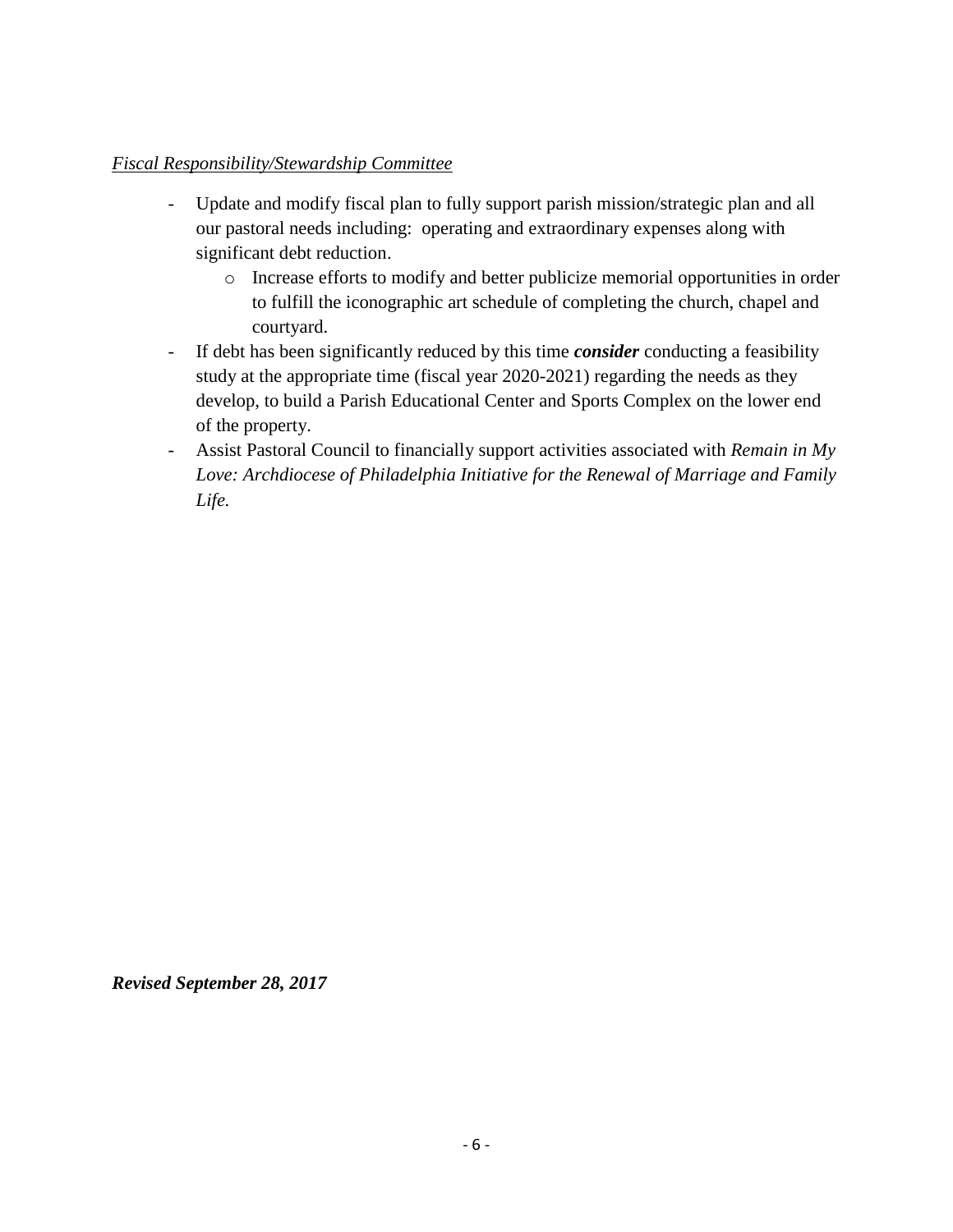*Fiscal Responsibility/Stewardship Committee*

- Update and modify fiscal plan to fully support parish mission/strategic plan and all our pastoral needs including: operating and extraordinary expenses along with significant debt reduction.
    - Increase efforts to modify and better publicize memorial opportunities in order to fulfill the iconographic art schedule of completing the church, chapel and courtyard.
- If debt has been significantly reduced by this time ***consider*** conducting a feasibility study at the appropriate time (fiscal year 2020-2021) regarding the needs as they develop, to build a Parish Educational Center and Sports Complex on the lower end of the property.
- Assist Pastoral Council to financially support activities associated with *Remain in My Love: Archdiocese of Philadelphia Initiative for the Renewal of Marriage and Family Life.*

***Revised September 28, 2017***